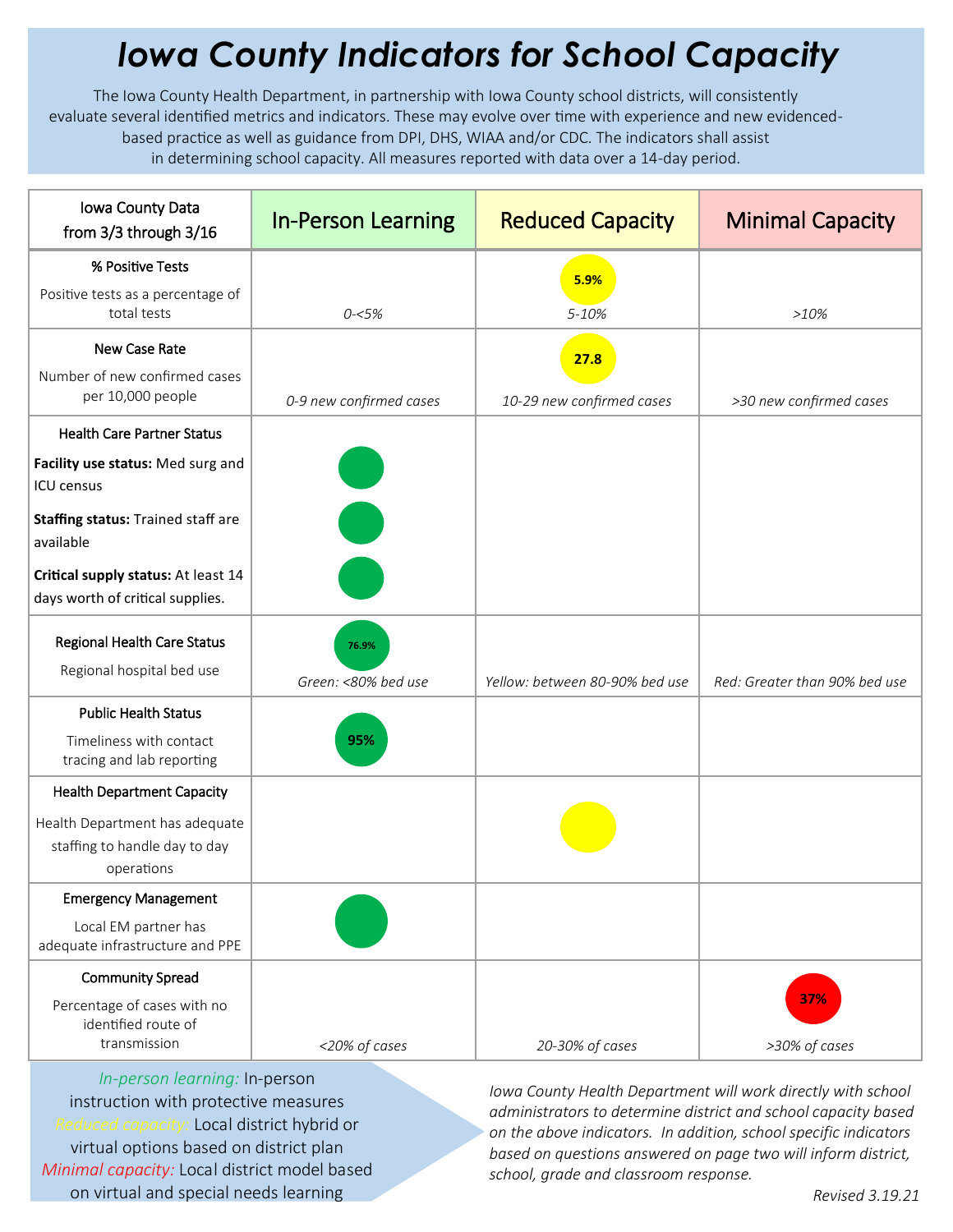# Iowa County Indicators for School Capacity

The Iowa County Health Department, in partnership with Iowa County school districts, will consistently evaluate several identified metrics and indicators. These may evolve over time with experience and new evidenced-based practice as well as guidance from DPI, DHS, WIAA and/or CDC. The indicators shall assist in determining school capacity. All measures reported with data over a 14-day period.

| Iowa County Data from 3/3 through 3/16 | In-Person Learning | Reduced Capacity | Minimal Capacity |
|---|---|---|---|
| **% Positive Tests**<br>Positive tests as a percentage of total tests | *0-<5%* | **5.9%**<br>*5-10%* | *>10%* |
| **New Case Rate**<br>Number of new confirmed cases per 10,000 people | *0-9 new confirmed cases* | **27.8**<br>*10-29 new confirmed cases* | *>30 new confirmed cases* |
| **Health Care Partner Status**<br>**Facility use status:** Med surg and ICU census<br>**Staffing status:** Trained staff are available<br>**Critical supply status:** At least 14 days worth of critical supplies. | ● (green)<br>● (green)<br>● (green) | | |
| **Regional Health Care Status**<br>Regional hospital bed use | **76.9%**<br>*Green: <80% bed use* | *Yellow: between 80-90% bed use* | *Red: Greater than 90% bed use* |
| **Public Health Status**<br>Timeliness with contact tracing and lab reporting | **95%** | | |
| **Health Department Capacity**<br>Health Department has adequate staffing to handle day to day operations | | ● (yellow) | |
| **Emergency Management**<br>Local EM partner has adequate infrastructure and PPE | ● (green) | | |
| **Community Spread**<br>Percentage of cases with no identified route of transmission | *<20% of cases* | *20-30% of cases* | **37%**<br>*>30% of cases* |

*In-person learning:* In-person instruction with protective measures
*Reduced capacity:* Local district hybrid or virtual options based on district plan
*Minimal capacity:* Local district model based on virtual and special needs learning

*Iowa County Health Department will work directly with school administrators to determine district and school capacity based on the above indicators. In addition, school specific indicators based on questions answered on page two will inform district, school, grade and classroom response.*

*Revised 3.19.21*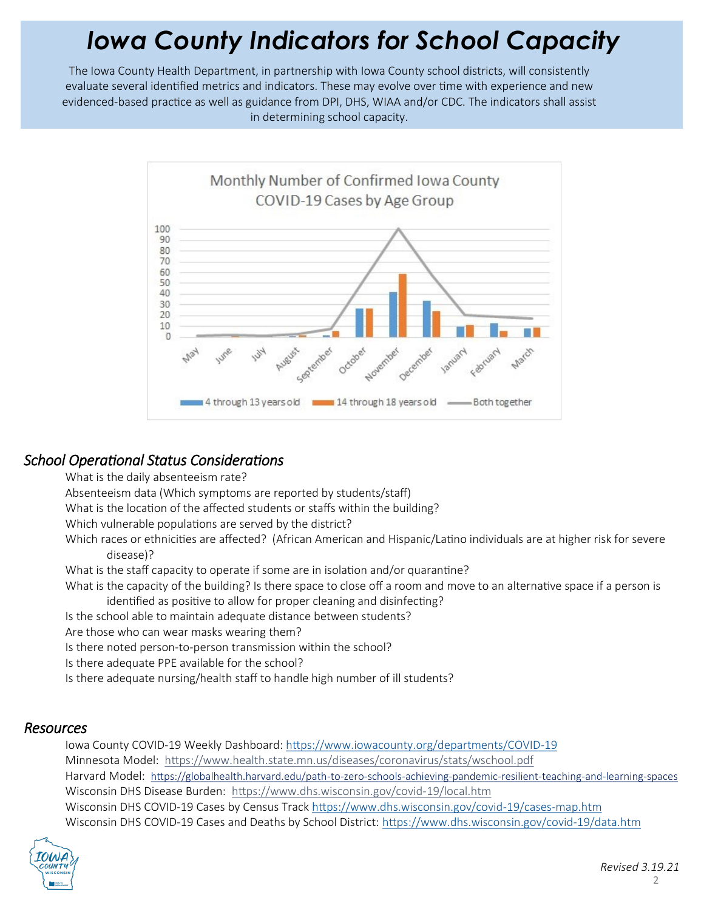# *Iowa County Indicators for School Capacity*

The Iowa County Health Department, in partnership with Iowa County school districts, will consistently evaluate several identified metrics and indicators. These may evolve over time with experience and new evidenced-based practice as well as guidance from DPI, DHS, WIAA and/or CDC. The indicators shall assist in determining school capacity.

Monthly Number of Confirmed Iowa County COVID-19 Cases by Age Group

100
90
80
70
60
50
40
30
20
10
0

May
June
July
August
September
October
November
December
January
February
March

4 through 13 years old
14 through 18 years old
Both together

## *School Operational Status Considerations*

What is the daily absenteeism rate?
Absenteeism data (Which symptoms are reported by students/staff)
What is the location of the affected students or staffs within the building?
Which vulnerable populations are served by the district?
Which races or ethnicities are affected? (African American and Hispanic/Latino individuals are at higher risk for severe disease)?
What is the staff capacity to operate if some are in isolation and/or quarantine?
What is the capacity of the building? Is there space to close off a room and move to an alternative space if a person is identified as positive to allow for proper cleaning and disinfecting?
Is the school able to maintain adequate distance between students?
Are those who can wear masks wearing them?
Is there noted person-to-person transmission within the school?
Is there adequate PPE available for the school?
Is there adequate nursing/health staff to handle high number of ill students?

## *Resources*

Iowa County COVID-19 Weekly Dashboard: https://www.iowacounty.org/departments/COVID-19
Minnesota Model: https://www.health.state.mn.us/diseases/coronavirus/stats/wschool.pdf
Harvard Model: https://globalhealth.harvard.edu/path-to-zero-schools-achieving-pandemic-resilient-teaching-and-learning-spaces
Wisconsin DHS Disease Burden: https://www.dhs.wisconsin.gov/covid-19/local.htm
Wisconsin DHS COVID-19 Cases by Census Track https://www.dhs.wisconsin.gov/covid-19/cases-map.htm
Wisconsin DHS COVID-19 Cases and Deaths by School District: https://www.dhs.wisconsin.gov/covid-19/data.htm

*Revised 3.19.21*